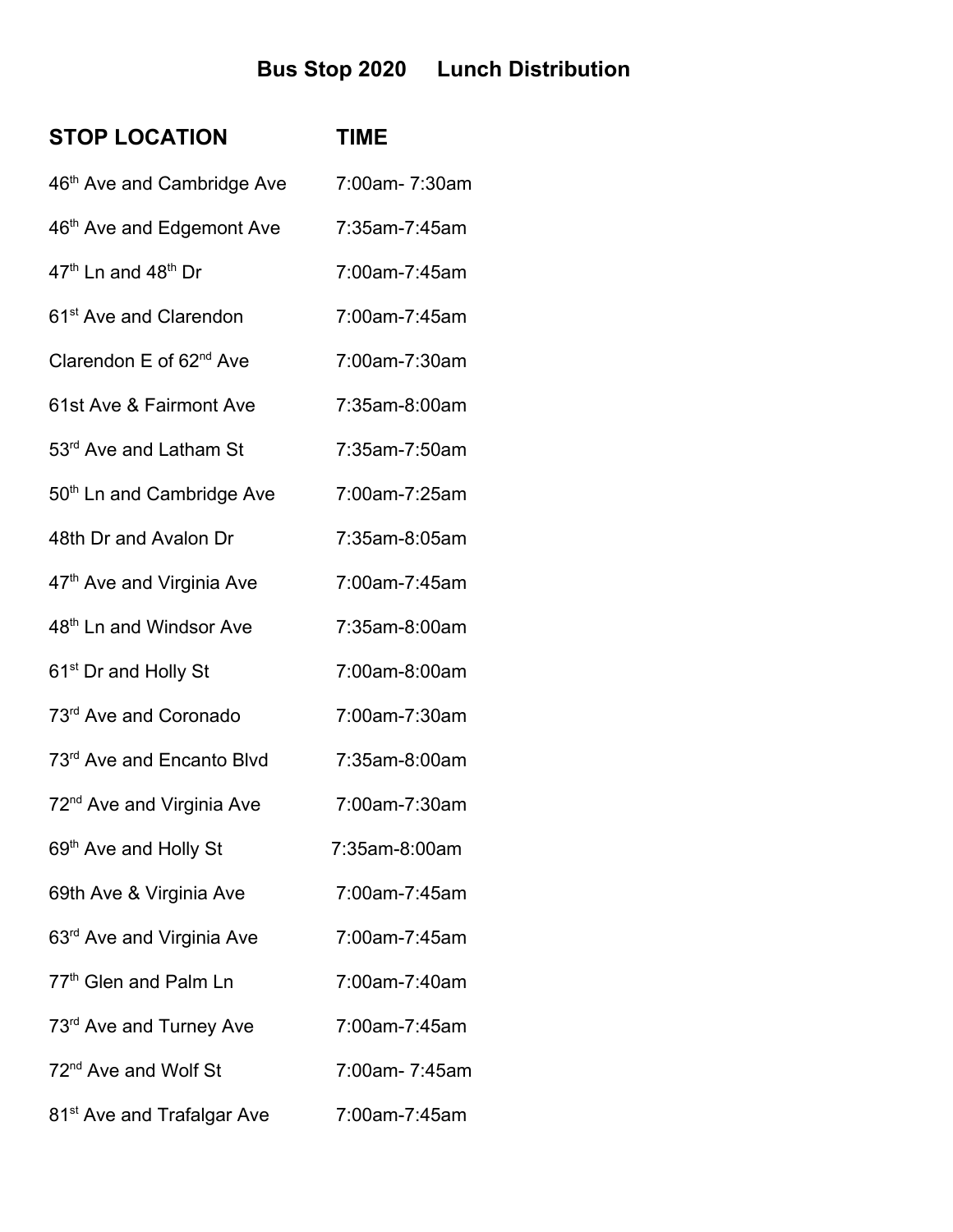# Bus Stop 2020 Lunch Distribution

| STOP LOCATION | TIME |
|---|---|
| 46th Ave and Cambridge Ave | 7:00am- 7:30am |
| 46th Ave and Edgemont Ave | 7:35am-7:45am |
| 47th Ln and 48th Dr | 7:00am-7:45am |
| 61st Ave and Clarendon | 7:00am-7:45am |
| Clarendon E of 62nd Ave | 7:00am-7:30am |
| 61st Ave & Fairmont Ave | 7:35am-8:00am |
| 53rd Ave and Latham St | 7:35am-7:50am |
| 50th Ln and Cambridge Ave | 7:00am-7:25am |
| 48th Dr and Avalon Dr | 7:35am-8:05am |
| 47th Ave and Virginia Ave | 7:00am-7:45am |
| 48th Ln and Windsor Ave | 7:35am-8:00am |
| 61st Dr and Holly St | 7:00am-8:00am |
| 73rd Ave and Coronado | 7:00am-7:30am |
| 73rd Ave and Encanto Blvd | 7:35am-8:00am |
| 72nd Ave and Virginia Ave | 7:00am-7:30am |
| 69th Ave and Holly St | 7:35am-8:00am |
| 69th Ave & Virginia Ave | 7:00am-7:45am |
| 63rd Ave and Virginia Ave | 7:00am-7:45am |
| 77th Glen and Palm Ln | 7:00am-7:40am |
| 73rd Ave and Turney Ave | 7:00am-7:45am |
| 72nd Ave and Wolf St | 7:00am- 7:45am |
| 81st Ave and Trafalgar Ave | 7:00am-7:45am |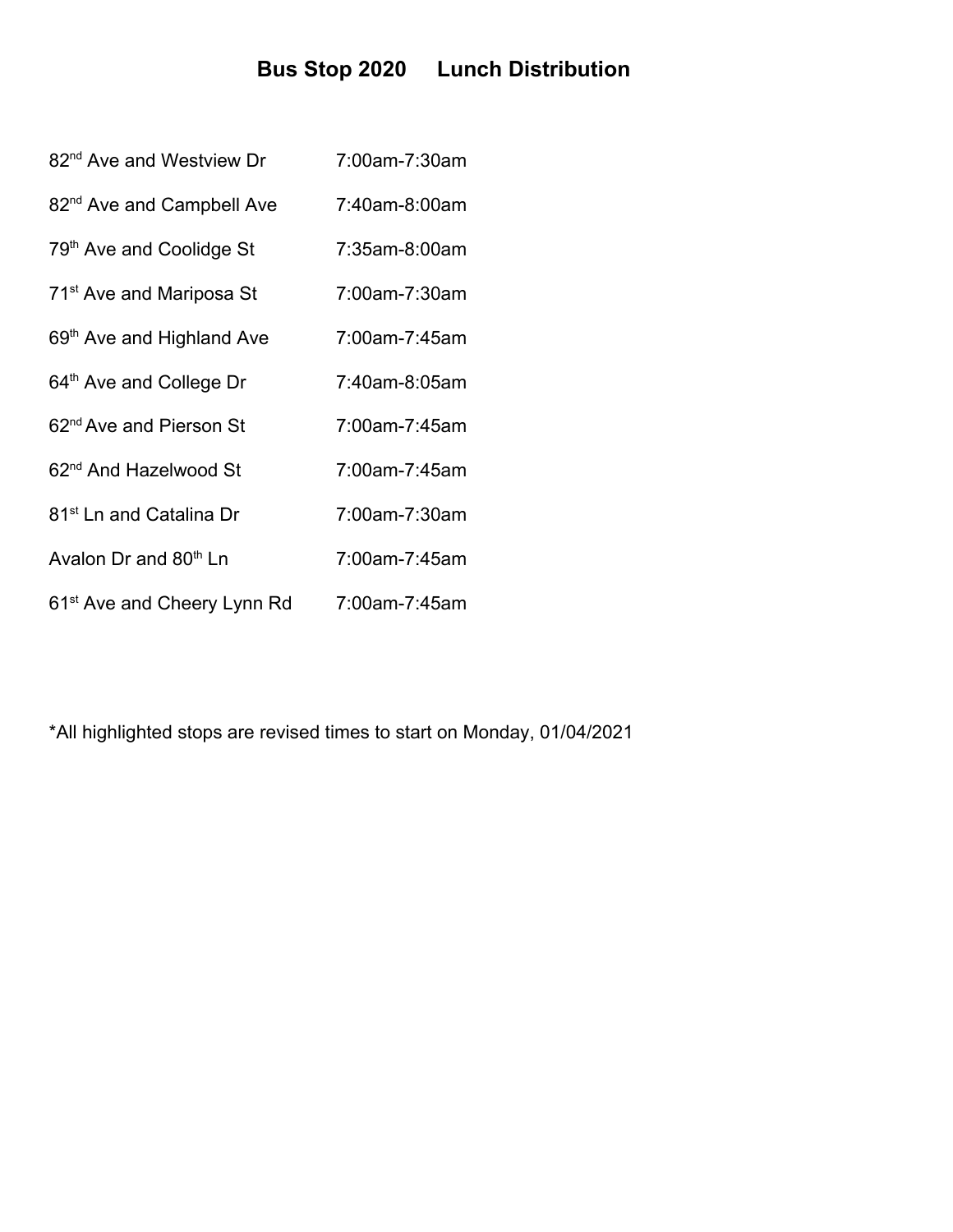# Bus Stop 2020 Lunch Distribution

| | |
|---|---|
| 82nd Ave and Westview Dr | 7:00am-7:30am |
| 82nd Ave and Campbell Ave | 7:40am-8:00am |
| 79th Ave and Coolidge St | 7:35am-8:00am |
| 71st Ave and Mariposa St | 7:00am-7:30am |
| 69th Ave and Highland Ave | 7:00am-7:45am |
| 64th Ave and College Dr | 7:40am-8:05am |
| 62nd Ave and Pierson St | 7:00am-7:45am |
| 62nd And Hazelwood St | 7:00am-7:45am |
| 81st Ln and Catalina Dr | 7:00am-7:30am |
| Avalon Dr and 80th Ln | 7:00am-7:45am |
| 61st Ave and Cheery Lynn Rd | 7:00am-7:45am |

*All highlighted stops are revised times to start on Monday, 01/04/2021